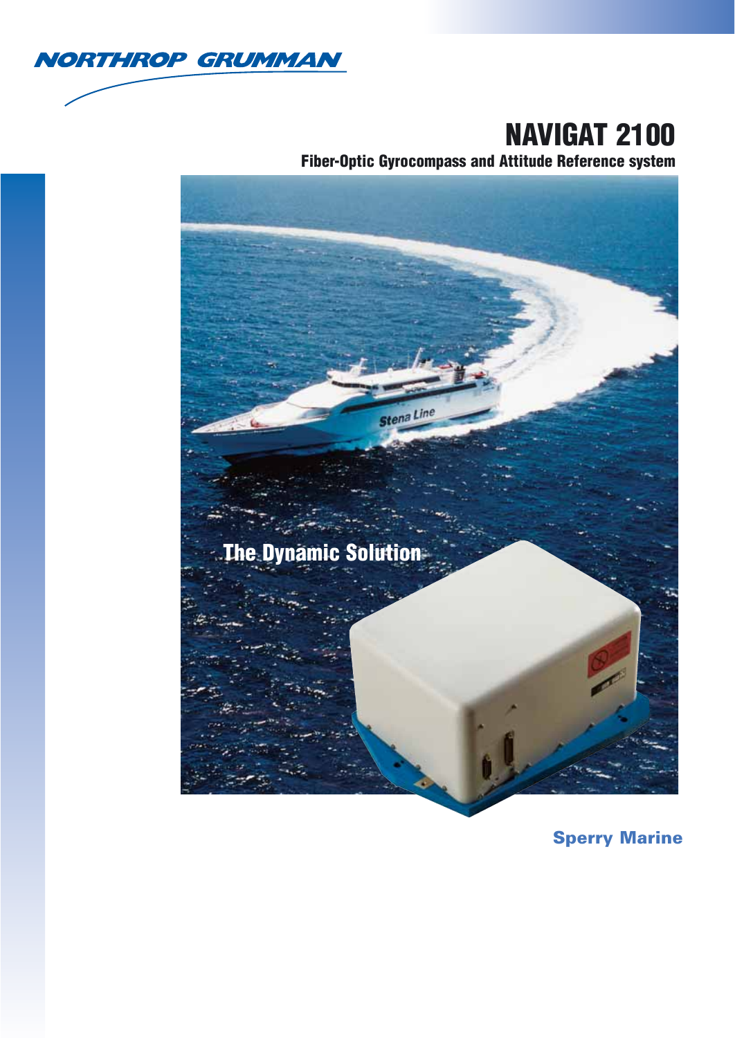NORTHROP GRUMMAN

# NAVIGAT 2100

**Fiber-Optic Gyrocompass and Attitude Reference system**

**The Dynamic Solution**

**Sperry Marine**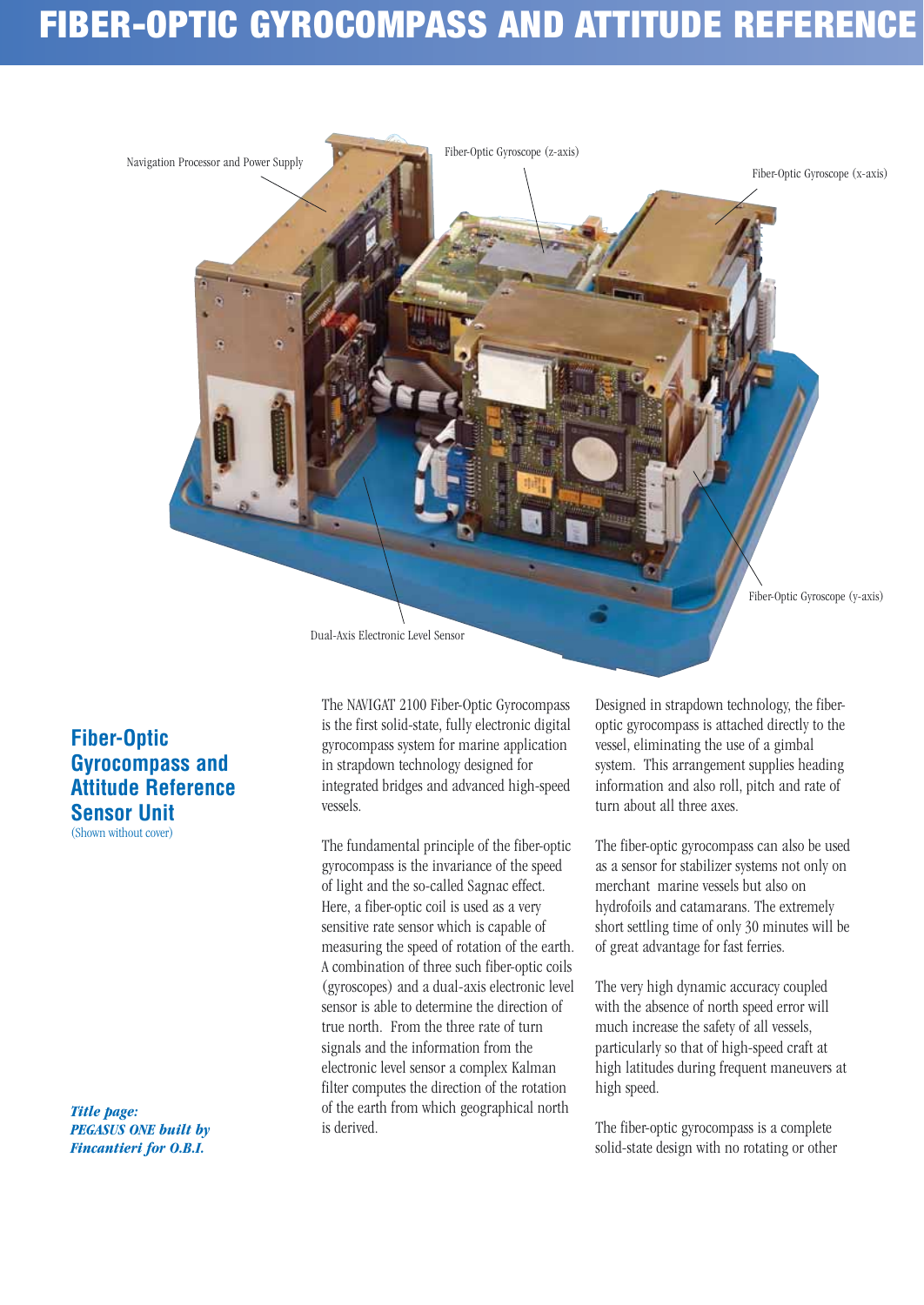# FIBER-OPTIC GYROCOMPASS AND ATTITUDE REFERENCE

Navigation Processor and Power Supply

Fiber-Optic Gyroscope (z-axis)

Fiber-Optic Gyroscope (x-axis)

Fiber-Optic Gyroscope (y-axis)

Dual-Axis Electronic Level Sensor

## Fiber-Optic Gyrocompass and Attitude Reference Sensor Unit

(Shown without cover)

***Title page: PEGASUS ONE built by Fincantieri for O.B.I.***

The NAVIGAT 2100 Fiber-Optic Gyrocompass is the first solid-state, fully electronic digital gyrocompass system for marine application in strapdown technology designed for integrated bridges and advanced high-speed vessels.

The fundamental principle of the fiber-optic gyrocompass is the invariance of the speed of light and the so-called Sagnac effect. Here, a fiber-optic coil is used as a very sensitive rate sensor which is capable of measuring the speed of rotation of the earth. A combination of three such fiber-optic coils (gyroscopes) and a dual-axis electronic level sensor is able to determine the direction of true north. From the three rate of turn signals and the information from the electronic level sensor a complex Kalman filter computes the direction of the rotation of the earth from which geographical north is derived.

Designed in strapdown technology, the fiber-optic gyrocompass is attached directly to the vessel, eliminating the use of a gimbal system. This arrangement supplies heading information and also roll, pitch and rate of turn about all three axes.

The fiber-optic gyrocompass can also be used as a sensor for stabilizer systems not only on merchant marine vessels but also on hydrofoils and catamarans. The extremely short settling time of only 30 minutes will be of great advantage for fast ferries.

The very high dynamic accuracy coupled with the absence of north speed error will much increase the safety of all vessels, particularly so that of high-speed craft at high latitudes during frequent maneuvers at high speed.

The fiber-optic gyrocompass is a complete solid-state design with no rotating or other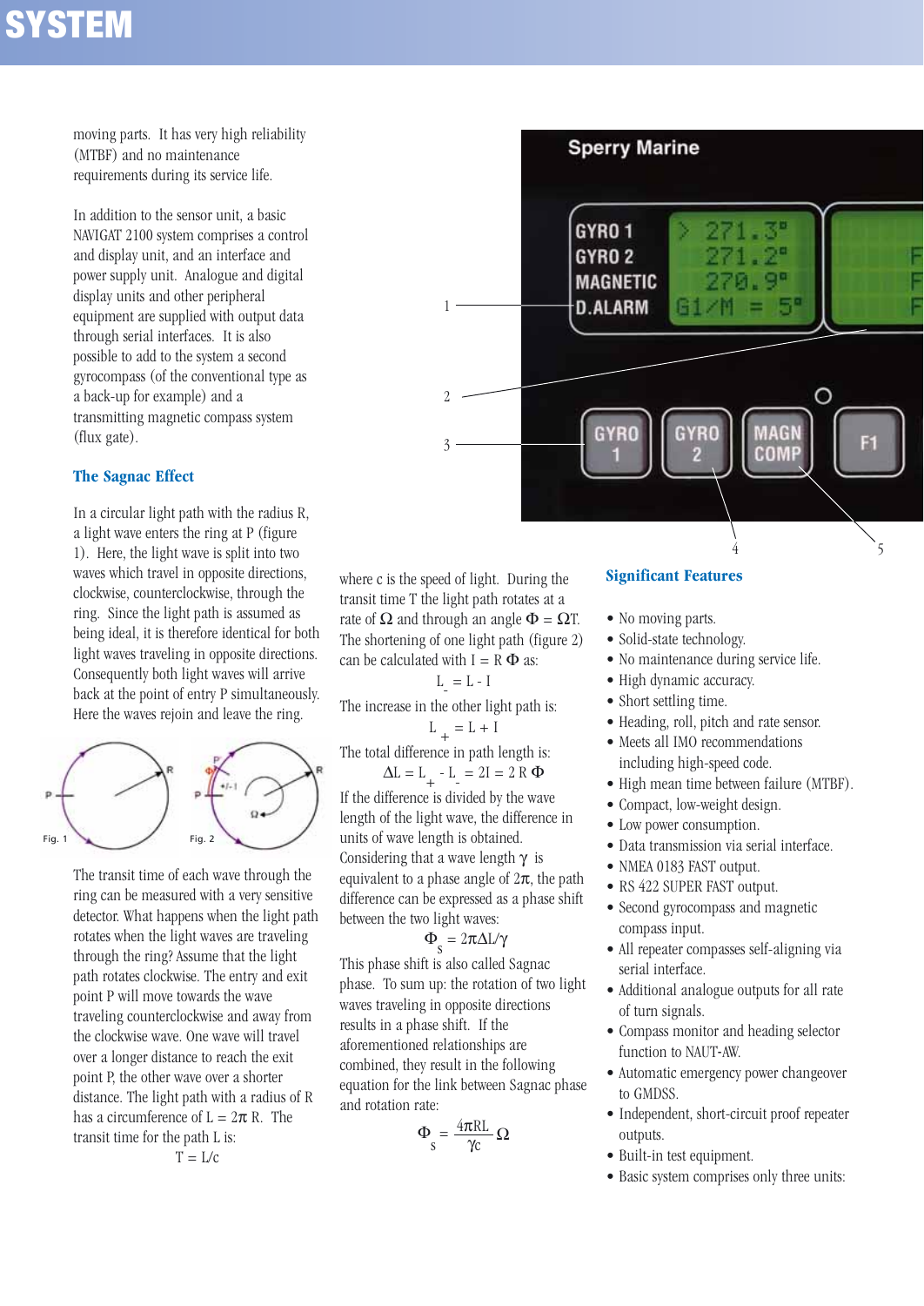moving parts. It has very high reliability (MTBF) and no maintenance requirements during its service life.

In addition to the sensor unit, a basic NAVIGAT 2100 system comprises a control and display unit, and an interface and power supply unit. Analogue and digital display units and other peripheral equipment are supplied with output data through serial interfaces. It is also possible to add to the system a second gyrocompass (of the conventional type as a back-up for example) and a transmitting magnetic compass system (flux gate).

## The Sagnac Effect

In a circular light path with the radius R, a light wave enters the ring at P (figure 1). Here, the light wave is split into two waves which travel in opposite directions, clockwise, counterclockwise, through the ring. Since the light path is assumed as being ideal, it is therefore identical for both light waves traveling in opposite directions. Consequently both light waves will arrive back at the point of entry P simultaneously. Here the waves rejoin and leave the ring.

Fig. 1 Fig. 2

The transit time of each wave through the ring can be measured with a very sensitive detector. What happens when the light path rotates when the light waves are traveling through the ring? Assume that the light path rotates clockwise. The entry and exit point P will move towards the wave traveling counterclockwise and away from the clockwise wave. One wave will travel over a longer distance to reach the exit point P, the other wave over a shorter distance. The light path with a radius of R has a circumference of $L = 2\pi R$. The transit time for the path L is:

$$T = L/c$$

where c is the speed of light. During the transit time T the light path rotates at a rate of $\Omega$ and through an angle $\Phi = \Omega T$. The shortening of one light path (figure 2) can be calculated with $I = R\,\Phi$ as:

$$L_- = L - I$$

The increase in the other light path is:

$$L_+ = L + I$$

The total difference in path length is:

$$\Delta L = L_+ - L_- = 2I = 2\,R\,\Phi$$

If the difference is divided by the wave length of the light wave, the difference in units of wave length is obtained. Considering that a wave length $\gamma$ is equivalent to a phase angle of $2\pi$, the path difference can be expressed as a phase shift between the two light waves:

$$\Phi_s = 2\pi\Delta L/\gamma$$

This phase shift is also called Sagnac phase. To sum up: the rotation of two light waves traveling in opposite directions results in a phase shift. If the aforementioned relationships are combined, they result in the following equation for the link between Sagnac phase and rotation rate:

$$\Phi_s = \frac{4\pi RL}{\gamma c}\,\Omega$$

Sperry Marine

GYRO 1 > 271.3°
GYRO 2 271.2°
MAGNETIC 270.9°
D.ALARM G1/M = 5°

GYRO 1 | GYRO 2 | MAGN COMP | F1

1 2 3 4 5

## Significant Features

- No moving parts.
- Solid-state technology.
- No maintenance during service life.
- High dynamic accuracy.
- Short settling time.
- Heading, roll, pitch and rate sensor.
- Meets all IMO recommendations including high-speed code.
- High mean time between failure (MTBF).
- Compact, low-weight design.
- Low power consumption.
- Data transmission via serial interface.
- NMEA 0183 FAST output.
- RS 422 SUPER FAST output.
- Second gyrocompass and magnetic compass input.
- All repeater compasses self-aligning via serial interface.
- Additional analogue outputs for all rate of turn signals.
- Compass monitor and heading selector function to NAUT-AW.
- Automatic emergency power changeover to GMDSS.
- Independent, short-circuit proof repeater outputs.
- Built-in test equipment.
- Basic system comprises only three units: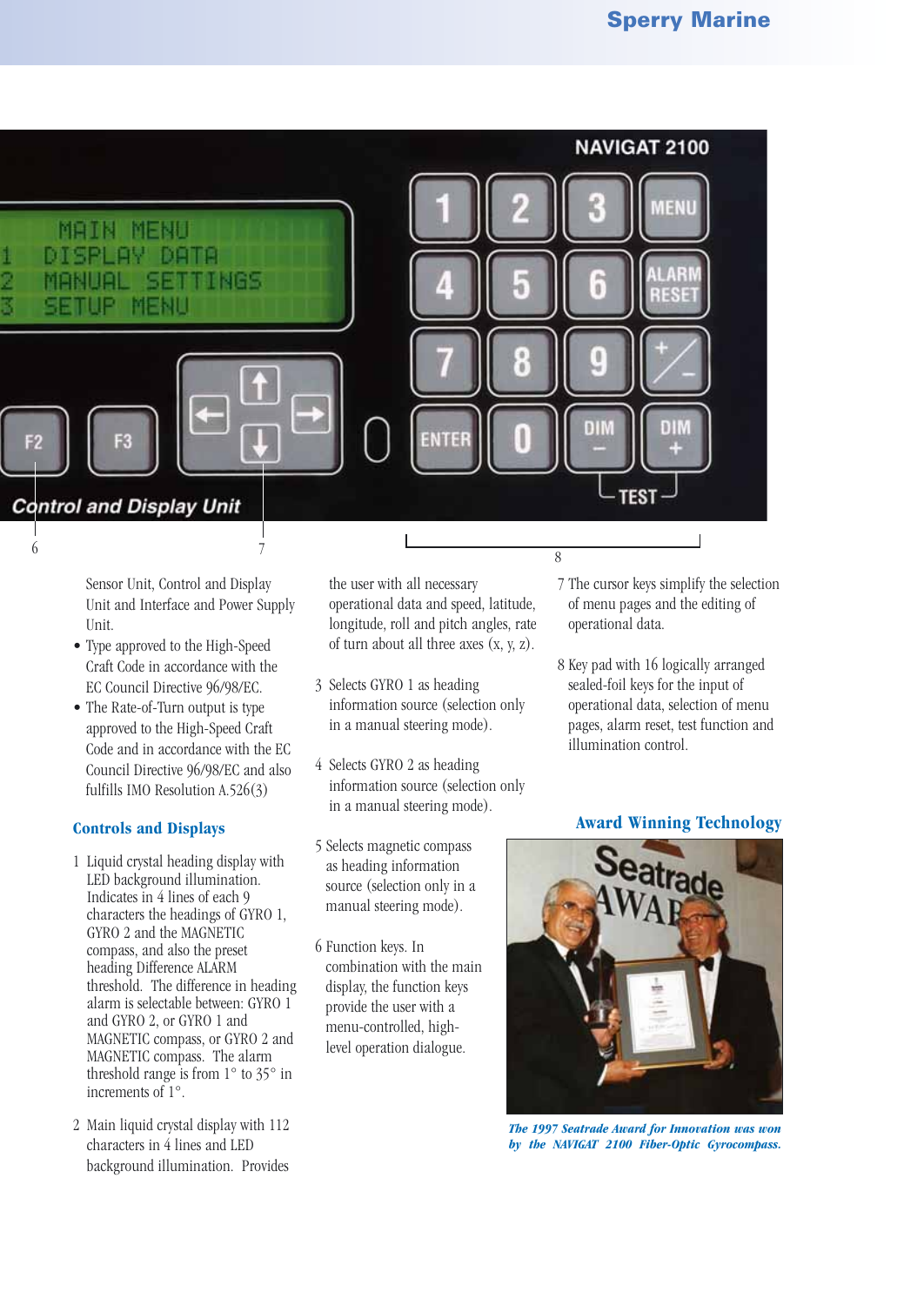Sensor Unit, Control and Display Unit and Interface and Power Supply Unit.

- Type approved to the High-Speed Craft Code in accordance with the EC Council Directive 96/98/EC.
- The Rate-of-Turn output is type approved to the High-Speed Craft Code and in accordance with the EC Council Directive 96/98/EC and also fulfills IMO Resolution A.526(3)

### Controls and Displays

1 Liquid crystal heading display with LED background illumination. Indicates in 4 lines of each 9 characters the headings of GYRO 1, GYRO 2 and the MAGNETIC compass, and also the preset heading Difference ALARM threshold. The difference in heading alarm is selectable between: GYRO 1 and GYRO 2, or GYRO 1 and MAGNETIC compass, or GYRO 2 and MAGNETIC compass. The alarm threshold range is from 1° to 35° in increments of 1°.

2 Main liquid crystal display with 112 characters in 4 lines and LED background illumination. Provides the user with all necessary operational data and speed, latitude, longitude, roll and pitch angles, rate of turn about all three axes (x, y, z).

3 Selects GYRO 1 as heading information source (selection only in a manual steering mode).

4 Selects GYRO 2 as heading information source (selection only in a manual steering mode).

5 Selects magnetic compass as heading information source (selection only in a manual steering mode).

6 Function keys. In combination with the main display, the function keys provide the user with a menu-controlled, high-level operation dialogue.

7 The cursor keys simplify the selection of menu pages and the editing of operational data.

8 Key pad with 16 logically arranged sealed-foil keys for the input of operational data, selection of menu pages, alarm reset, test function and illumination control.

### Award Winning Technology

*The 1997 Seatrade Award for Innovation was won by the NAVIGAT 2100 Fiber-Optic Gyrocompass.*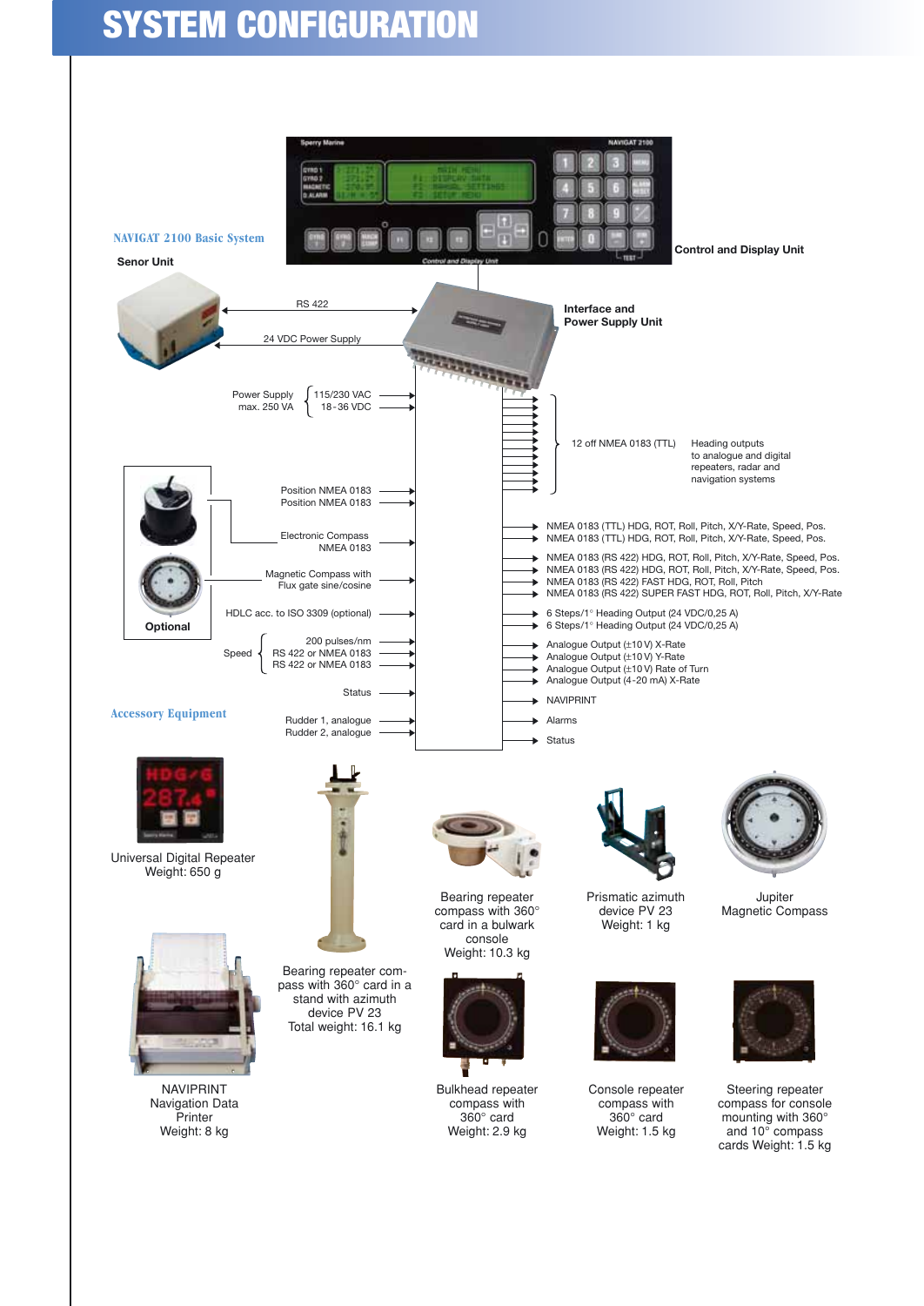# SYSTEM CONFIGURATION

**NAVIGAT 2100 Basic System**

**Senor Unit**

**Control and Display Unit**

**Interface and Power Supply Unit**

RS 422

24 VDC Power Supply

Power Supply max. 250 VA: 115/230 VAC, 18 - 36 VDC

Position NMEA 0183
Position NMEA 0183

Electronic Compass NMEA 0183

Magnetic Compass with Flux gate sine/cosine

HDLC acc. to ISO 3309 (optional)

Speed: 200 pulses/nm; RS 422 or NMEA 0183; RS 422 or NMEA 0183

Status

Rudder 1, analogue
Rudder 2, analogue

**Optional**

12 off NMEA 0183 (TTL) — Heading outputs to analogue and digital repeaters, radar and navigation systems

- NMEA 0183 (TTL) HDG, ROT, Roll, Pitch, X/Y-Rate, Speed, Pos.
- NMEA 0183 (TTL) HDG, ROT, Roll, Pitch, X/Y-Rate, Speed, Pos.
- NMEA 0183 (RS 422) HDG, ROT, Roll, Pitch, X/Y-Rate, Speed, Pos.
- NMEA 0183 (RS 422) HDG, ROT, Roll, Pitch, X/Y-Rate, Speed, Pos.
- NMEA 0183 (RS 422) FAST HDG, ROT, Roll, Pitch
- NMEA 0183 (RS 422) SUPER FAST HDG, ROT, Roll, Pitch, X/Y-Rate
- 6 Steps/1° Heading Output (24 VDC/0,25 A)
- 6 Steps/1° Heading Output (24 VDC/0,25 A)
- Analogue Output (±10 V) X-Rate
- Analogue Output (±10 V) Y-Rate
- Analogue Output (±10 V) Rate of Turn
- Analogue Output (4-20 mA) X-Rate
- NAVIPRINT
- Alarms
- Status

**Accessory Equipment**

Universal Digital Repeater
Weight: 650 g

Bearing repeater compass with 360° card in a stand with azimuth device PV 23
Total weight: 16.1 kg

Bearing repeater compass with 360° card in a bulwark console
Weight: 10.3 kg

Prismatic azimuth device PV 23
Weight: 1 kg

Jupiter Magnetic Compass

NAVIPRINT Navigation Data Printer
Weight: 8 kg

Bulkhead repeater compass with 360° card
Weight: 2.9 kg

Console repeater compass with 360° card
Weight: 1.5 kg

Steering repeater compass for console mounting with 360° and 10° compass cards Weight: 1.5 kg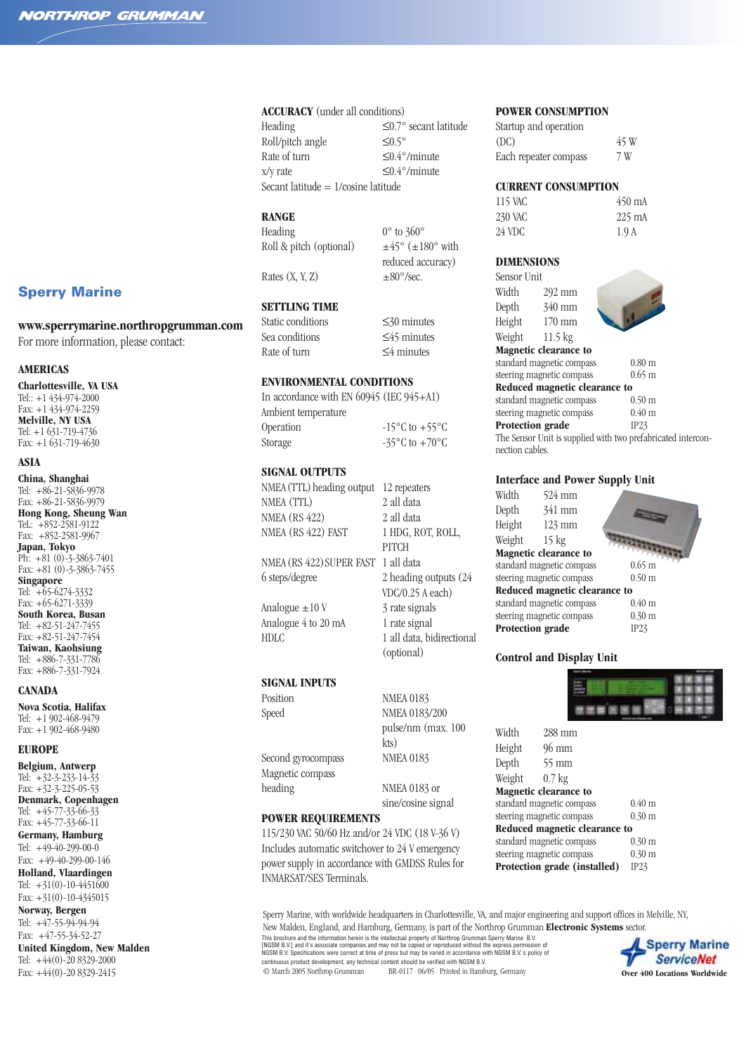## Sperry Marine

**www.sperrymarine.northropgrumman.com**
For more information, please contact:

### AMERICAS

**Charlottesville, VA USA**
Tel.: +1 434-974-2000
Fax: +1 434-974-2259
**Melville, NY USA**
Tel: +1 631-719-4736
Fax: +1 631-719-4630

### ASIA

**China, Shanghai**
Tel: +86-21-5836-9978
Fax: +86-21-5836-9979
**Hong Kong, Sheung Wan**
Tel.: +852-2581-9122
Fax: +852-2581-9967
**Japan, Tokyo**
Ph: +81 (0)-3-3863-7401
Fax: +81 (0)-3-3863-7455
**Singapore**
Tel: +65-6274-3332
Fax: +65-6271-3339
**South Korea, Busan**
Tel: +82-51-247-7455
Fax: +82-51-247-7454
**Taiwan, Kaohsiung**
Tel: +886-7-331-7786
Fax: +886-7-331-7924

### CANADA

**Nova Scotia, Halifax**
Tel: +1 902-468-9479
Fax: +1 902-468-9480

### EUROPE

**Belgium, Antwerp**
Tel: +32-3-233-14-33
Fax: +32-3-225-05-53
**Denmark, Copenhagen**
Tel: +45-77-33-66-33
Fax: +45-77-33-66-11
**Germany, Hamburg**
Tel: +49-40-299-00-0
Fax: +49-40-299-00-146
**Holland, Vlaardingen**
Tel: +31(0)-10-4451600
Fax: +31(0)-10-4345015
**Norway, Bergen**
Tel: +47-55-94-94-94
Fax: +47-55-34-52-27
**United Kingdom, New Malden**
Tel: +44(0)-20 8329-2000
Fax: +44(0)-20 8329-2415

### ACCURACY (under all conditions)

| | |
|---|---|
| Heading | ≤0.7° secant latitude |
| Roll/pitch angle | ≤0.5° |
| Rate of turn | ≤0.4°/minute |
| x/y rate | ≤0.4°/minute |

Secant latitude = 1/cosine latitude

### RANGE

| | |
|---|---|
| Heading | 0° to 360° |
| Roll & pitch (optional) | ±45° (±180° with reduced accuracy) |
| Rates (X, Y, Z) | ±80°/sec. |

### SETTLING TIME

| | |
|---|---|
| Static conditions | ≤30 minutes |
| Sea conditions | ≤45 minutes |
| Rate of turn | ≤4 minutes |

### ENVIRONMENTAL CONDITIONS

In accordance with EN 60945 (IEC 945+A1)

Ambient temperature

| | |
|---|---|
| Operation | -15°C to +55°C |
| Storage | -35°C to +70°C |

### SIGNAL OUTPUTS

| | |
|---|---|
| NMEA (TTL) heading output | 12 repeaters |
| NMEA (TTL) | 2 all data |
| NMEA (RS 422) | 2 all data |
| NMEA (RS 422) FAST | 1 HDG, ROT, ROLL, PITCH |
| NMEA (RS 422) SUPER FAST | 1 all data |
| 6 steps/degree | 2 heading outputs (24 VDC/0.25 A each) |
| Analogue ±10 V | 3 rate signals |
| Analogue 4 to 20 mA | 1 rate signal |
| HDLC | 1 all data, bidirectional (optional) |

### SIGNAL INPUTS

| | |
|---|---|
| Position | NMEA 0183 |
| Speed | NMEA 0183/200 pulse/nm (max. 100 kts) |
| Second gyrocompass | NMEA 0183 |
| Magnetic compass heading | NMEA 0183 or sine/cosine signal |

### POWER REQUIREMENTS

115/230 VAC 50/60 Hz and/or 24 VDC (18 V-36 V)
Includes automatic switchover to 24 V emergency power supply in accordance with GMDSS Rules for INMARSAT/SES Terminals.

### POWER CONSUMPTION

| | |
|---|---|
| Startup and operation (DC) | 45 W |
| Each repeater compass | 7 W |

### CURRENT CONSUMPTION

| | |
|---|---|
| 115 VAC | 450 mA |
| 230 VAC | 225 mA |
| 24 VDC | 1.9 A |

### DIMENSIONS

**Sensor Unit**

| | |
|---|---|
| Width | 292 mm |
| Depth | 340 mm |
| Height | 170 mm |
| Weight | 11.5 kg |

**Magnetic clearance to**

| | |
|---|---|
| standard magnetic compass | 0.80 m |
| steering magnetic compass | 0.65 m |

**Reduced magnetic clearance to**

| | |
|---|---|
| standard magnetic compass | 0.50 m |
| steering magnetic compass | 0.40 m |
| **Protection grade** | IP23 |

The Sensor Unit is supplied with two prefabricated interconnection cables.

**Interface and Power Supply Unit**

| | |
|---|---|
| Width | 524 mm |
| Depth | 341 mm |
| Height | 123 mm |
| Weight | 15 kg |

**Magnetic clearance to**

| | |
|---|---|
| standard magnetic compass | 0.65 m |
| steering magnetic compass | 0.50 m |

**Reduced magnetic clearance to**

| | |
|---|---|
| standard magnetic compass | 0.40 m |
| steering magnetic compass | 0.30 m |
| **Protection grade** | IP23 |

**Control and Display Unit**

| | |
|---|---|
| Width | 288 mm |
| Height | 96 mm |
| Depth | 55 mm |
| Weight | 0.7 kg |

**Magnetic clearance to**

| | |
|---|---|
| standard magnetic compass | 0.40 m |
| steering magnetic compass | 0.30 m |

**Reduced magnetic clearance to**

| | |
|---|---|
| standard magnetic compass | 0.30 m |
| steering magnetic compass | 0.30 m |
| **Protection grade (installed)** | IP23 |

Sperry Marine, with worldwide headquarters in Charlottesville, VA, and major engineering and support offices in Melville, NY, New Malden, England, and Hamburg, Germany, is part of the Northrop Grumman **Electronic Systems** sector.

This brochure and the information herein is the intellectual property of Northrop Grumman Sperry Marine B.V. [NGSM B.V.] and it's associate companies and may not be copied or reproduced without the express permission of NGSM B.V. Specifications were correct at time of press but may be varied in accordance with NGSM B.V.'s policy of continuous product development, any technical content should be verified with NGSM B.V.

© March 2005 Northrop Grumman BR-0117 · 06/05 · Printed in Hamburg, Germany

Sperry Marine ServiceNet
Over 400 Locations Worldwide